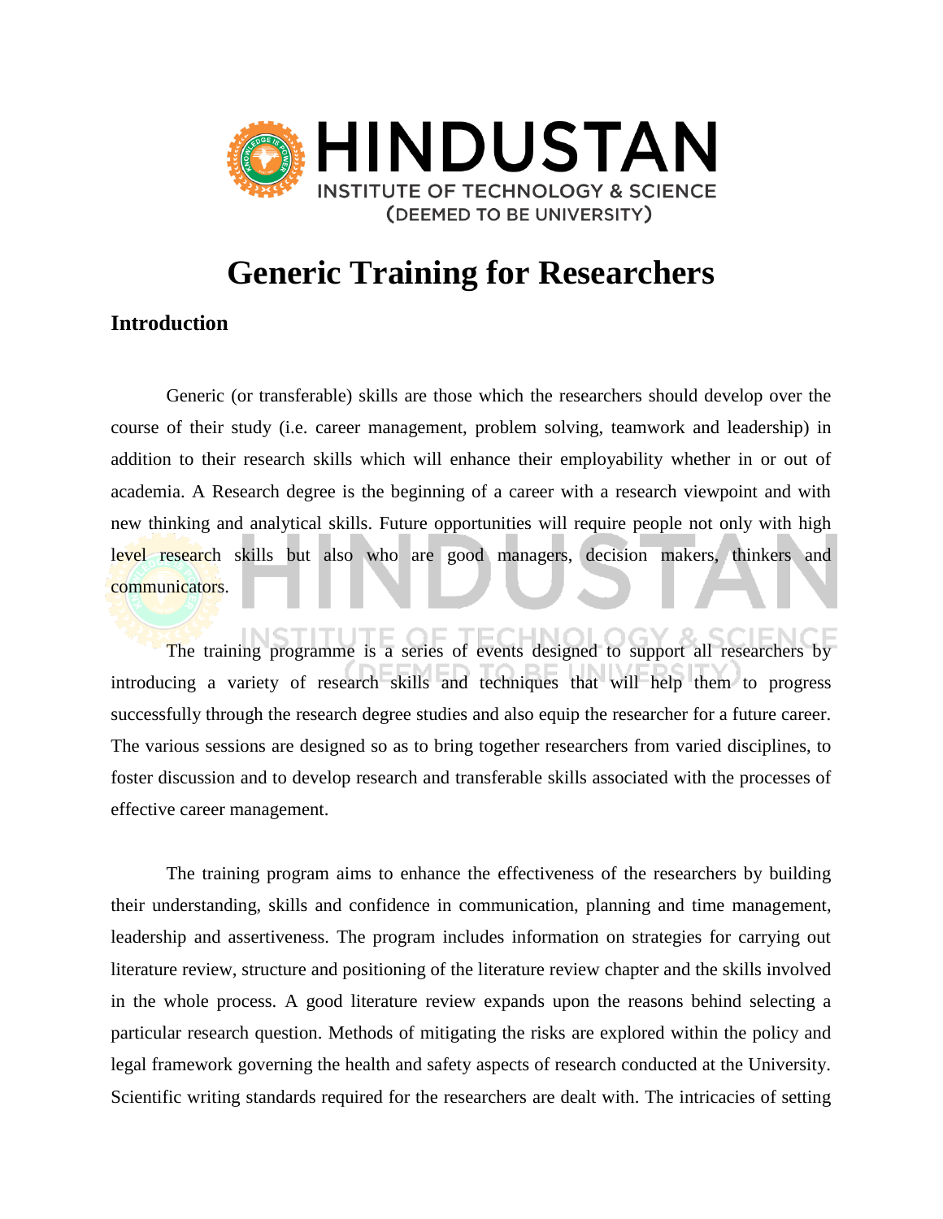# Generic Training for Researchers

## Introduction

Generic (or transferable) skills are those which the researchers should develop over the course of their study (i.e. career management, problem solving, teamwork and leadership) in addition to their research skills which will enhance their employability whether in or out of academia. A Research degree is the beginning of a career with a research viewpoint and with new thinking and analytical skills. Future opportunities will require people not only with high level research skills but also who are good managers, decision makers, thinkers and communicators.

The training programme is a series of events designed to support all researchers by introducing a variety of research skills and techniques that will help them to progress successfully through the research degree studies and also equip the researcher for a future career. The various sessions are designed so as to bring together researchers from varied disciplines, to foster discussion and to develop research and transferable skills associated with the processes of effective career management.

The training program aims to enhance the effectiveness of the researchers by building their understanding, skills and confidence in communication, planning and time management, leadership and assertiveness. The program includes information on strategies for carrying out literature review, structure and positioning of the literature review chapter and the skills involved in the whole process. A good literature review expands upon the reasons behind selecting a particular research question. Methods of mitigating the risks are explored within the policy and legal framework governing the health and safety aspects of research conducted at the University. Scientific writing standards required for the researchers are dealt with. The intricacies of setting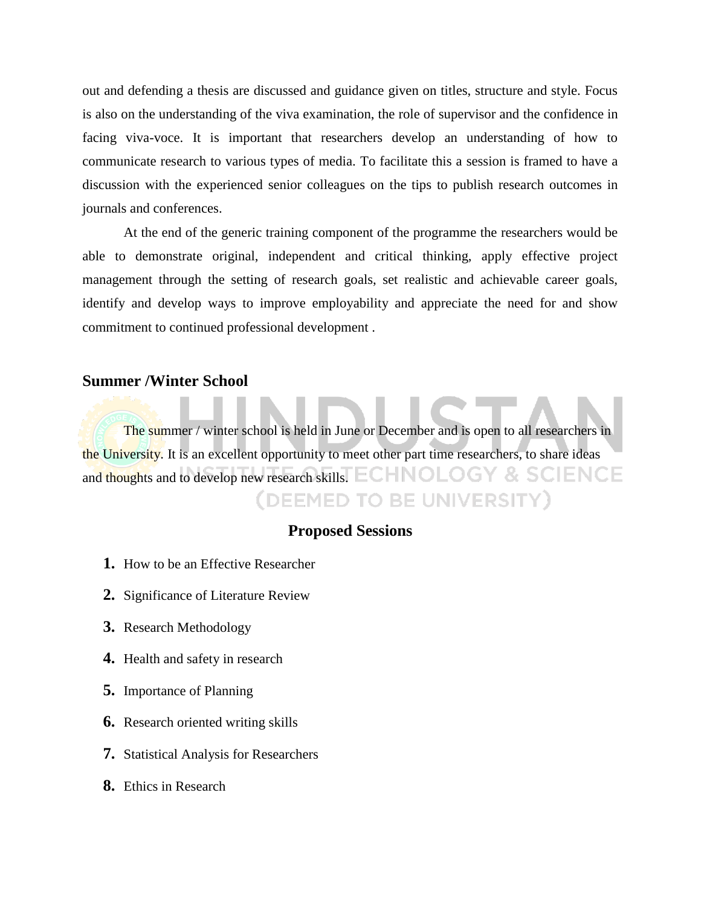out and defending a thesis are discussed and guidance given on titles, structure and style. Focus is also on the understanding of the viva examination, the role of supervisor and the confidence in facing viva-voce. It is important that researchers develop an understanding of how to communicate research to various types of media. To facilitate this a session is framed to have a discussion with the experienced senior colleagues on the tips to publish research outcomes in journals and conferences.

At the end of the generic training component of the programme the researchers would be able to demonstrate original, independent and critical thinking, apply effective project management through the setting of research goals, set realistic and achievable career goals, identify and develop ways to improve employability and appreciate the need for and show commitment to continued professional development .

## Summer /Winter School

The summer / winter school is held in June or December and is open to all researchers in the University. It is an excellent opportunity to meet other part time researchers, to share ideas and thoughts and to develop new research skills.

### Proposed Sessions

1. How to be an Effective Researcher
2. Significance of Literature Review
3. Research Methodology
4. Health and safety in research
5. Importance of Planning
6. Research oriented writing skills
7. Statistical Analysis for Researchers
8. Ethics in Research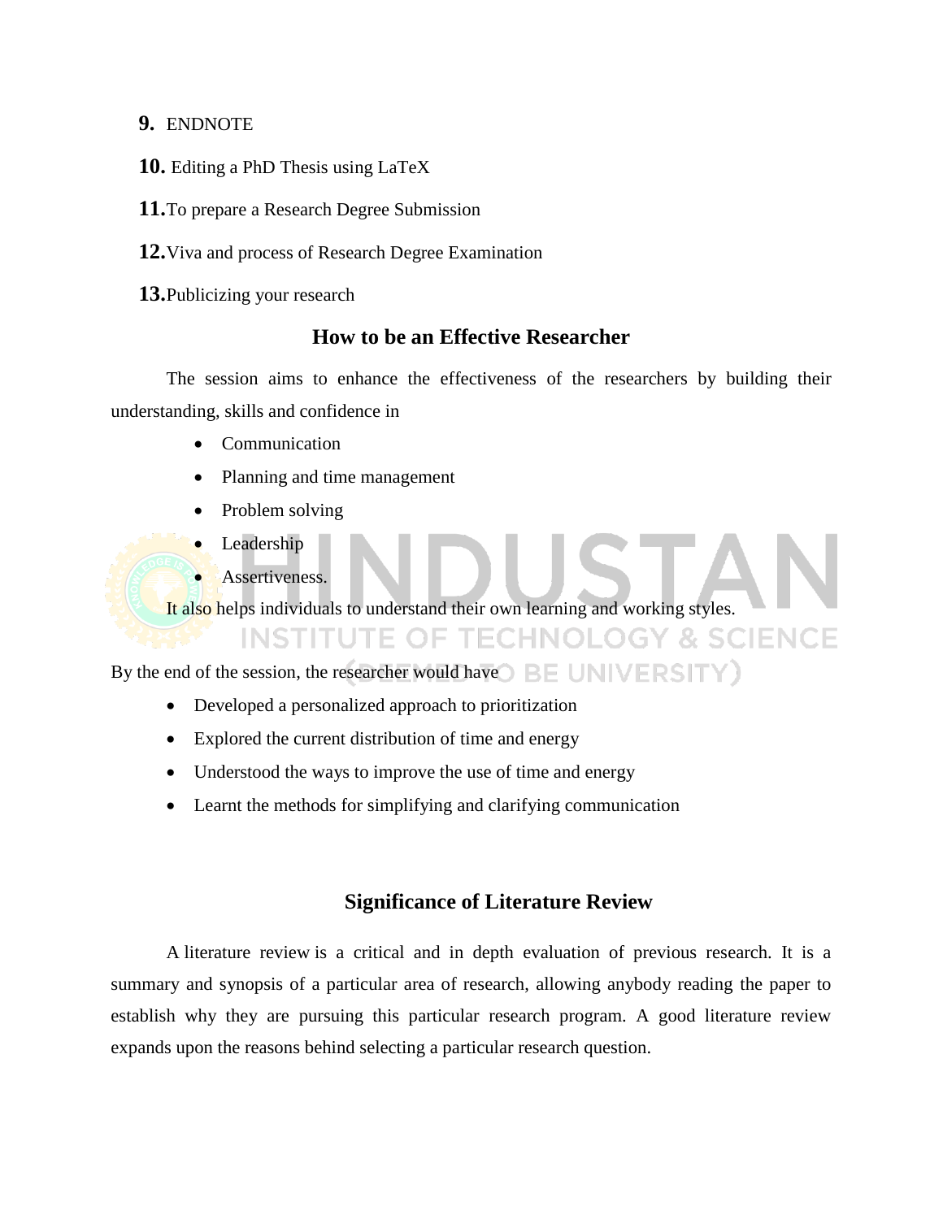9. ENDNOTE

10. Editing a PhD Thesis using LaTeX

11. To prepare a Research Degree Submission

12. Viva and process of Research Degree Examination

13. Publicizing your research

## How to be an Effective Researcher

The session aims to enhance the effectiveness of the researchers by building their understanding, skills and confidence in

- Communication
- Planning and time management
- Problem solving
- Leadership
- Assertiveness.

It also helps individuals to understand their own learning and working styles.

By the end of the session, the researcher would have

- Developed a personalized approach to prioritization
- Explored the current distribution of time and energy
- Understood the ways to improve the use of time and energy
- Learnt the methods for simplifying and clarifying communication

## Significance of Literature Review

A literature review is a critical and in depth evaluation of previous research. It is a summary and synopsis of a particular area of research, allowing anybody reading the paper to establish why they are pursuing this particular research program. A good literature review expands upon the reasons behind selecting a particular research question.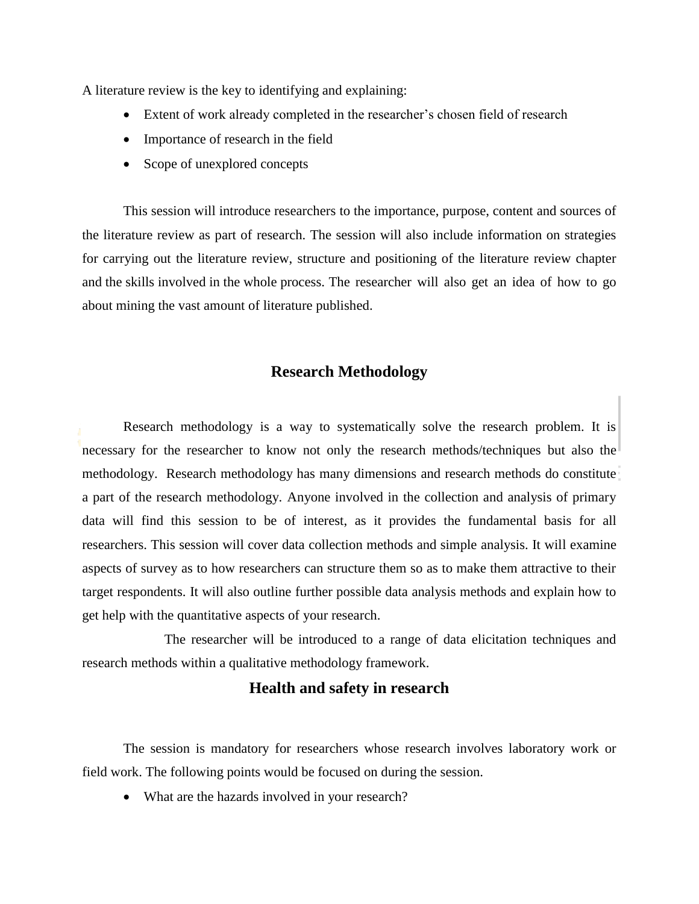A literature review is the key to identifying and explaining:

- Extent of work already completed in the researcher's chosen field of research
- Importance of research in the field
- Scope of unexplored concepts

This session will introduce researchers to the importance, purpose, content and sources of the literature review as part of research. The session will also include information on strategies for carrying out the literature review, structure and positioning of the literature review chapter and the skills involved in the whole process. The researcher will also get an idea of how to go about mining the vast amount of literature published.

## Research Methodology

Research methodology is a way to systematically solve the research problem. It is necessary for the researcher to know not only the research methods/techniques but also the methodology. Research methodology has many dimensions and research methods do constitute a part of the research methodology. Anyone involved in the collection and analysis of primary data will find this session to be of interest, as it provides the fundamental basis for all researchers. This session will cover data collection methods and simple analysis. It will examine aspects of survey as to how researchers can structure them so as to make them attractive to their target respondents. It will also outline further possible data analysis methods and explain how to get help with the quantitative aspects of your research.

The researcher will be introduced to a range of data elicitation techniques and research methods within a qualitative methodology framework.

## Health and safety in research

The session is mandatory for researchers whose research involves laboratory work or field work. The following points would be focused on during the session.

- What are the hazards involved in your research?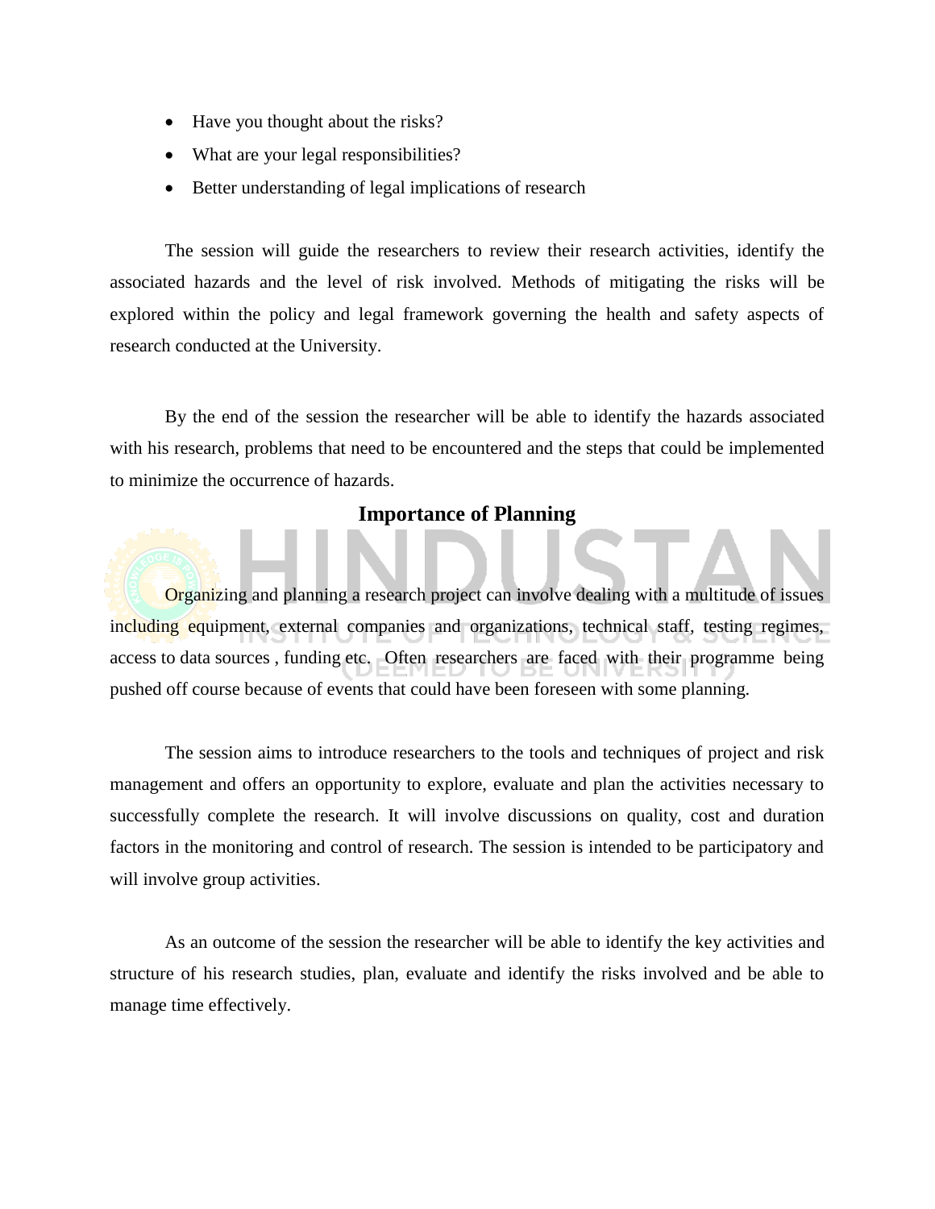- Have you thought about the risks?
- What are your legal responsibilities?
- Better understanding of legal implications of research

The session will guide the researchers to review their research activities, identify the associated hazards and the level of risk involved. Methods of mitigating the risks will be explored within the policy and legal framework governing the health and safety aspects of research conducted at the University.

By the end of the session the researcher will be able to identify the hazards associated with his research, problems that need to be encountered and the steps that could be implemented to minimize the occurrence of hazards.

## Importance of Planning

Organizing and planning a research project can involve dealing with a multitude of issues including equipment, external companies and organizations, technical staff, testing regimes, access to data sources , funding etc. Often researchers are faced with their programme being pushed off course because of events that could have been foreseen with some planning.

The session aims to introduce researchers to the tools and techniques of project and risk management and offers an opportunity to explore, evaluate and plan the activities necessary to successfully complete the research. It will involve discussions on quality, cost and duration factors in the monitoring and control of research. The session is intended to be participatory and will involve group activities.

As an outcome of the session the researcher will be able to identify the key activities and structure of his research studies, plan, evaluate and identify the risks involved and be able to manage time effectively.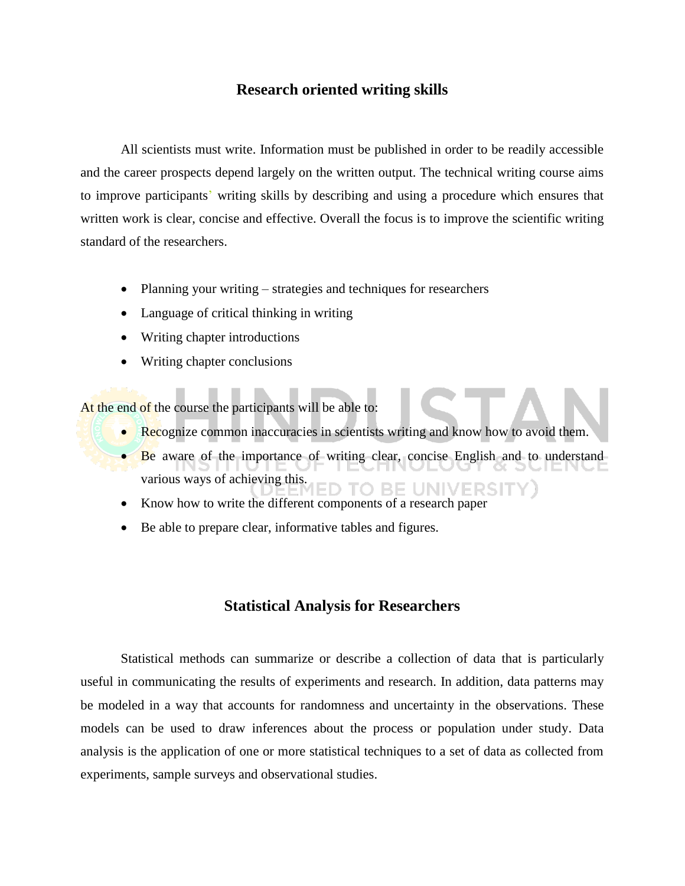## Research oriented writing skills

All scientists must write. Information must be published in order to be readily accessible and the career prospects depend largely on the written output. The technical writing course aims to improve participants' writing skills by describing and using a procedure which ensures that written work is clear, concise and effective. Overall the focus is to improve the scientific writing standard of the researchers.

- Planning your writing – strategies and techniques for researchers
- Language of critical thinking in writing
- Writing chapter introductions
- Writing chapter conclusions

At the end of the course the participants will be able to:

- Recognize common inaccuracies in scientists writing and know how to avoid them.
- Be aware of the importance of writing clear, concise English and to understand various ways of achieving this.
- Know how to write the different components of a research paper
- Be able to prepare clear, informative tables and figures.

## Statistical Analysis for Researchers

Statistical methods can summarize or describe a collection of data that is particularly useful in communicating the results of experiments and research. In addition, data patterns may be modeled in a way that accounts for randomness and uncertainty in the observations. These models can be used to draw inferences about the process or population under study. Data analysis is the application of one or more statistical techniques to a set of data as collected from experiments, sample surveys and observational studies.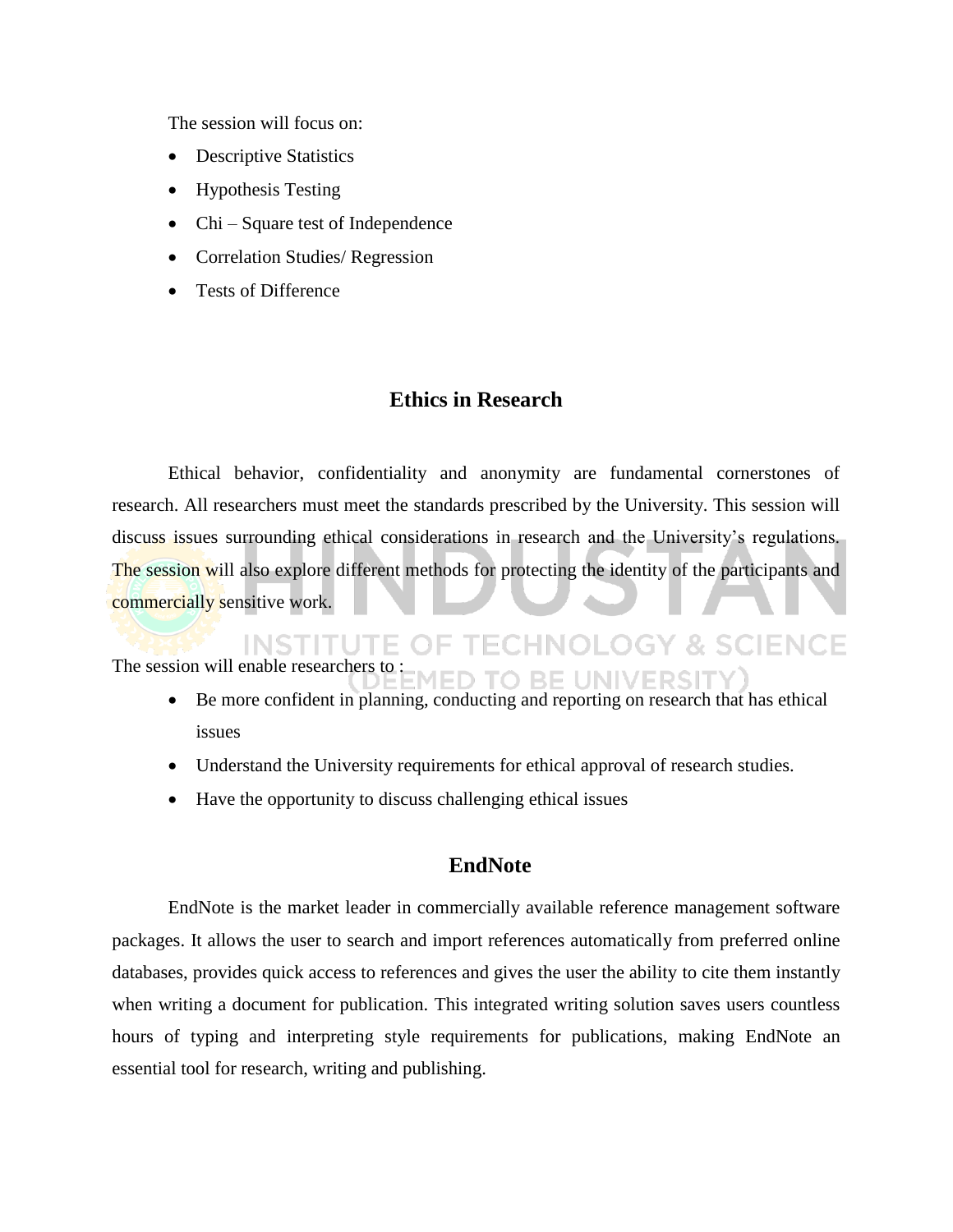The session will focus on:

- Descriptive Statistics
- Hypothesis Testing
- Chi – Square test of Independence
- Correlation Studies/ Regression
- Tests of Difference

## Ethics in Research

Ethical behavior, confidentiality and anonymity are fundamental cornerstones of research. All researchers must meet the standards prescribed by the University. This session will discuss issues surrounding ethical considerations in research and the University's regulations. The session will also explore different methods for protecting the identity of the participants and commercially sensitive work.

The session will enable researchers to :

- Be more confident in planning, conducting and reporting on research that has ethical issues
- Understand the University requirements for ethical approval of research studies.
- Have the opportunity to discuss challenging ethical issues

## EndNote

EndNote is the market leader in commercially available reference management software packages. It allows the user to search and import references automatically from preferred online databases, provides quick access to references and gives the user the ability to cite them instantly when writing a document for publication. This integrated writing solution saves users countless hours of typing and interpreting style requirements for publications, making EndNote an essential tool for research, writing and publishing.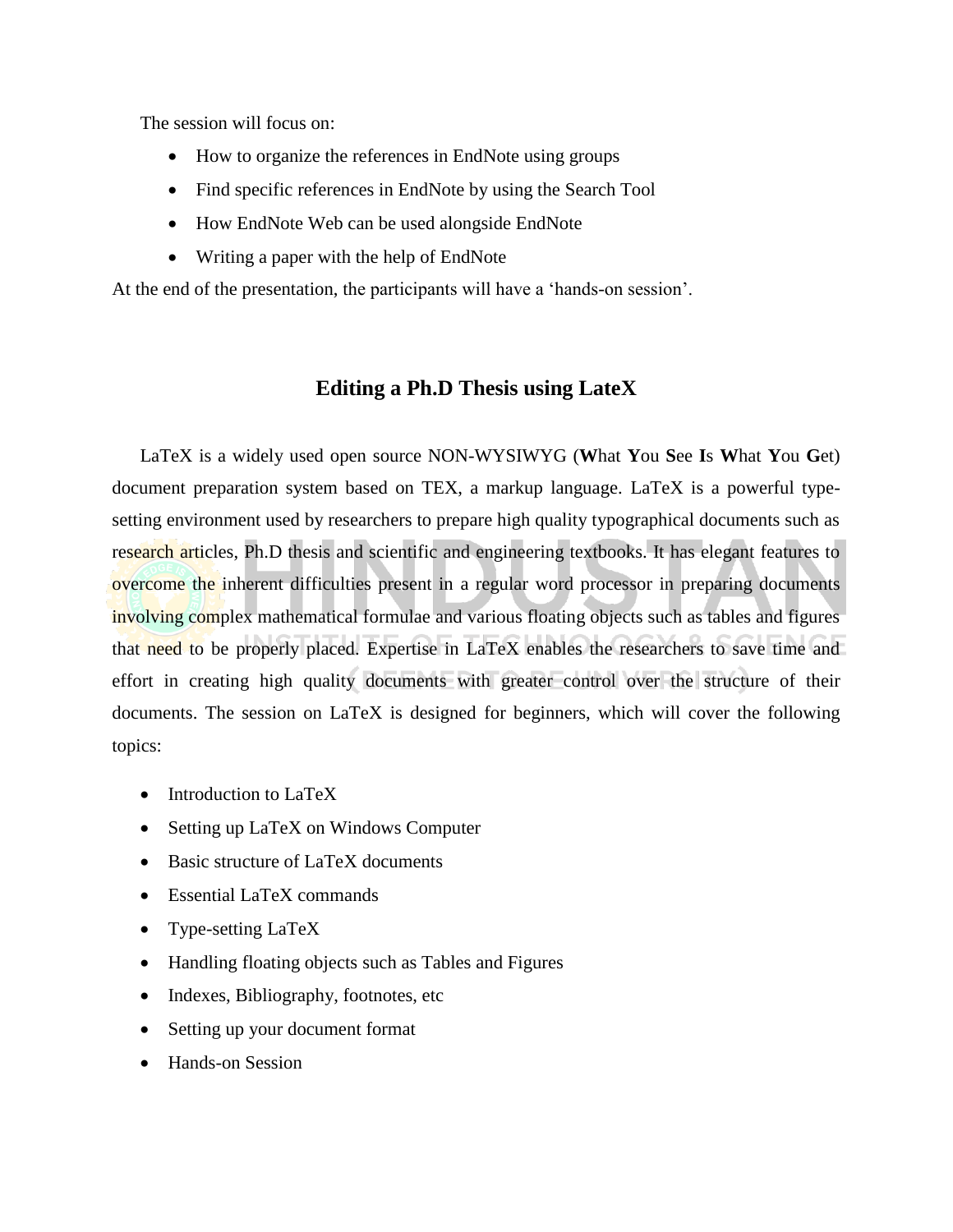The session will focus on:

- How to organize the references in EndNote using groups
- Find specific references in EndNote by using the Search Tool
- How EndNote Web can be used alongside EndNote
- Writing a paper with the help of EndNote

At the end of the presentation, the participants will have a 'hands-on session'.

## Editing a Ph.D Thesis using LateX

LaTeX is a widely used open source NON-WYSIWYG (**W**hat **Y**ou **S**ee **I**s **W**hat **Y**ou **G**et) document preparation system based on TEX, a markup language. LaTeX is a powerful type-setting environment used by researchers to prepare high quality typographical documents such as research articles, Ph.D thesis and scientific and engineering textbooks. It has elegant features to overcome the inherent difficulties present in a regular word processor in preparing documents involving complex mathematical formulae and various floating objects such as tables and figures that need to be properly placed. Expertise in LaTeX enables the researchers to save time and effort in creating high quality documents with greater control over the structure of their documents. The session on LaTeX is designed for beginners, which will cover the following topics:

- Introduction to LaTeX
- Setting up LaTeX on Windows Computer
- Basic structure of LaTeX documents
- Essential LaTeX commands
- Type-setting LaTeX
- Handling floating objects such as Tables and Figures
- Indexes, Bibliography, footnotes, etc
- Setting up your document format
- Hands-on Session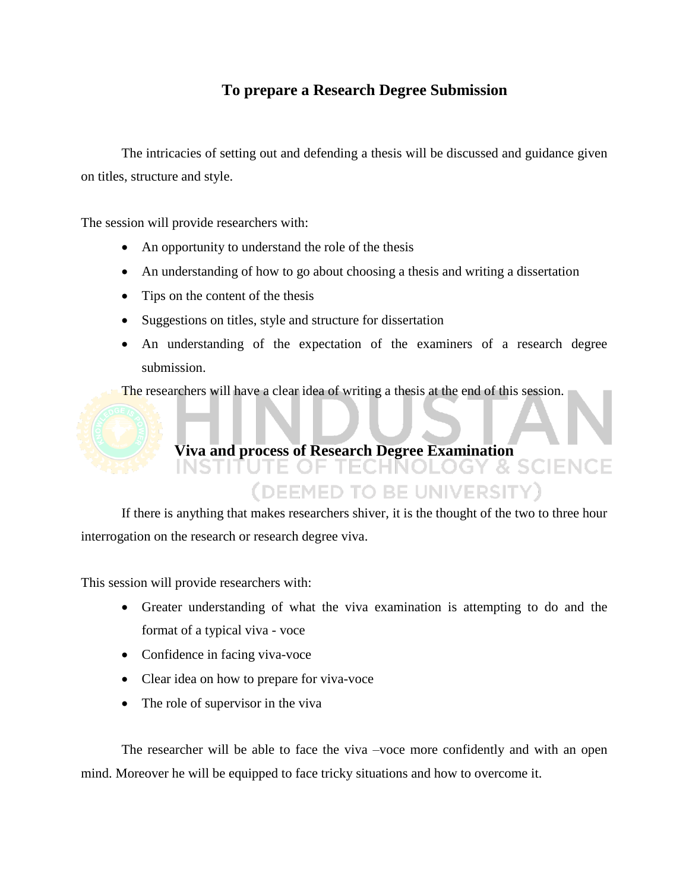## To prepare a Research Degree Submission

The intricacies of setting out and defending a thesis will be discussed and guidance given on titles, structure and style.

The session will provide researchers with:

- An opportunity to understand the role of the thesis
- An understanding of how to go about choosing a thesis and writing a dissertation
- Tips on the content of the thesis
- Suggestions on titles, style and structure for dissertation
- An understanding of the expectation of the examiners of a research degree submission.

The researchers will have a clear idea of writing a thesis at the end of this session.

## Viva and process of Research Degree Examination

If there is anything that makes researchers shiver, it is the thought of the two to three hour interrogation on the research or research degree viva.

This session will provide researchers with:

- Greater understanding of what the viva examination is attempting to do and the format of a typical viva - voce
- Confidence in facing viva-voce
- Clear idea on how to prepare for viva-voce
- The role of supervisor in the viva

The researcher will be able to face the viva –voce more confidently and with an open mind. Moreover he will be equipped to face tricky situations and how to overcome it.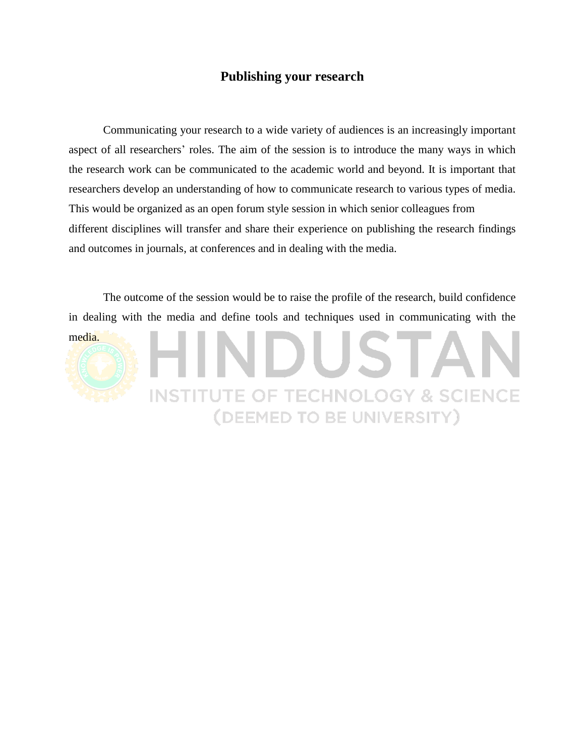# Publishing your research

Communicating your research to a wide variety of audiences is an increasingly important aspect of all researchers' roles. The aim of the session is to introduce the many ways in which the research work can be communicated to the academic world and beyond. It is important that researchers develop an understanding of how to communicate research to various types of media. This would be organized as an open forum style session in which senior colleagues from different disciplines will transfer and share their experience on publishing the research findings and outcomes in journals, at conferences and in dealing with the media.

The outcome of the session would be to raise the profile of the research, build confidence in dealing with the media and define tools and techniques used in communicating with the media.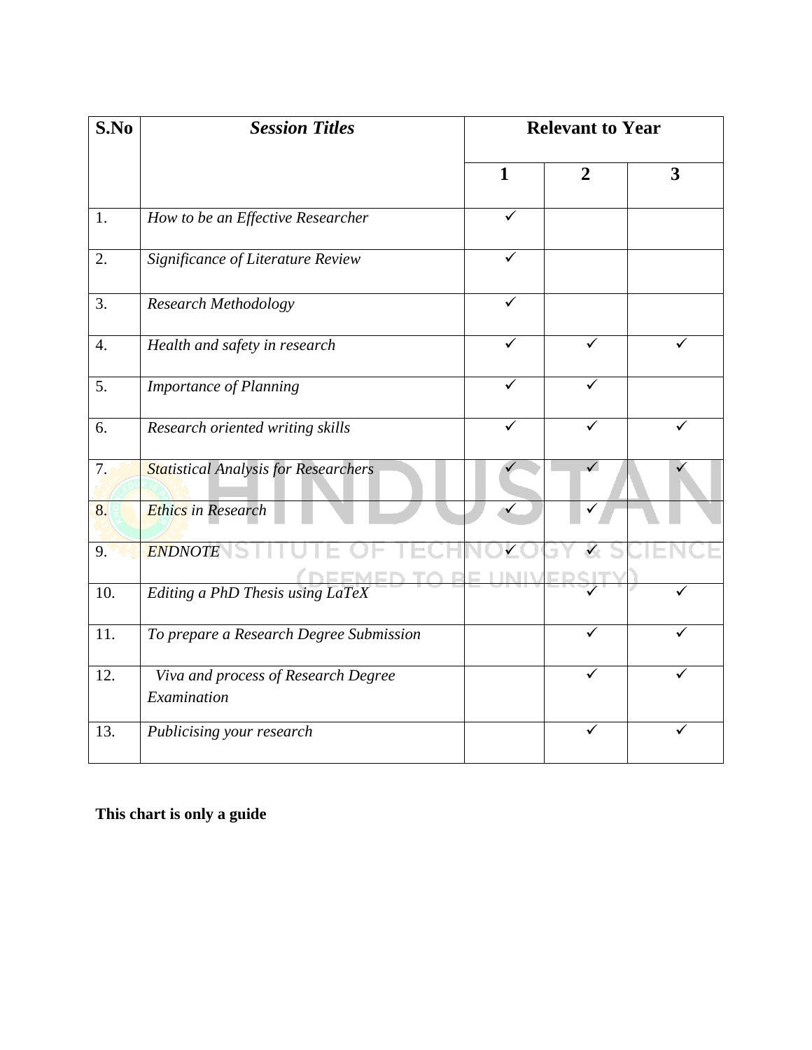| S.No | *Session Titles* | Relevant to Year | | |
|---|---|---|---|---|
| | | 1 | 2 | 3 |
| 1. | *How to be an Effective Researcher* | ✓ | | |
| 2. | *Significance of Literature Review* | ✓ | | |
| 3. | *Research Methodology* | ✓ | | |
| 4. | *Health and safety in research* | ✓ | ✓ | ✓ |
| 5. | *Importance of Planning* | ✓ | ✓ | |
| 6. | *Research oriented writing skills* | ✓ | ✓ | ✓ |
| 7. | *Statistical Analysis for Researchers* | ✓ | ✓ | ✓ |
| 8. | *Ethics in Research* | ✓ | ✓ | |
| 9. | *ENDNOTE* | ✓ | ✓ | |
| 10. | *Editing a PhD Thesis using LaTeX* | | ✓ | ✓ |
| 11. | *To prepare a Research Degree Submission* | | ✓ | ✓ |
| 12. | *Viva and process of Research Degree Examination* | | ✓ | ✓ |
| 13. | *Publicising your research* | | ✓ | ✓ |

**This chart is only a guide**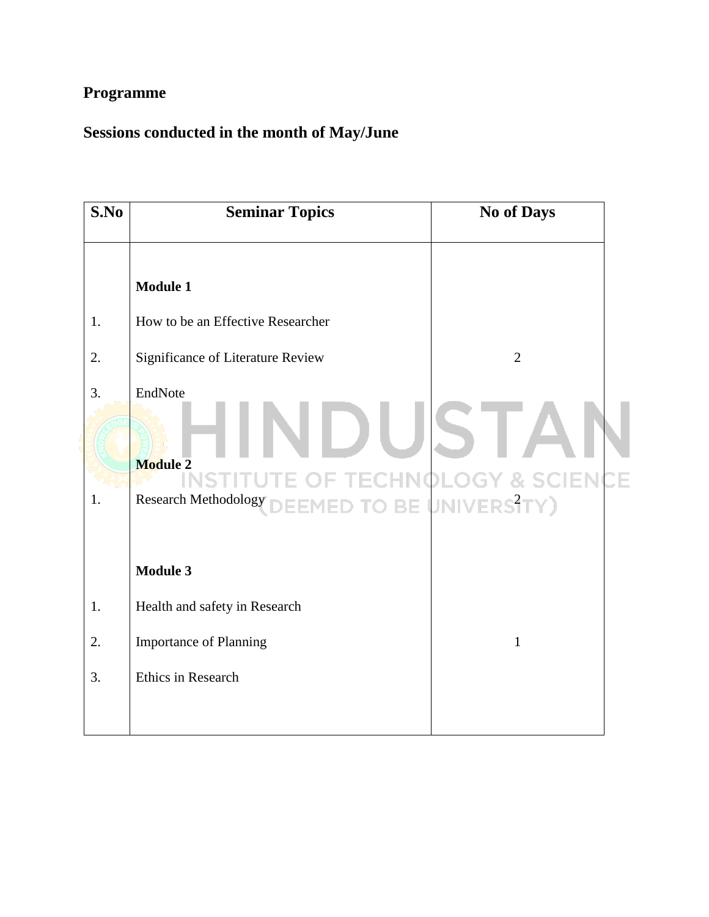**Programme**

**Sessions conducted in the month of May/June**

| S.No | Seminar Topics | No of Days |
|---|---|---|
| | **Module 1** | |
| 1. | How to be an Effective Researcher | |
| 2. | Significance of Literature Review | 2 |
| 3. | EndNote | |
| | **Module 2** | |
| 1. | Research Methodology | 2 |
| | **Module 3** | |
| 1. | Health and safety in Research | |
| 2. | Importance of Planning | 1 |
| 3. | Ethics in Research | |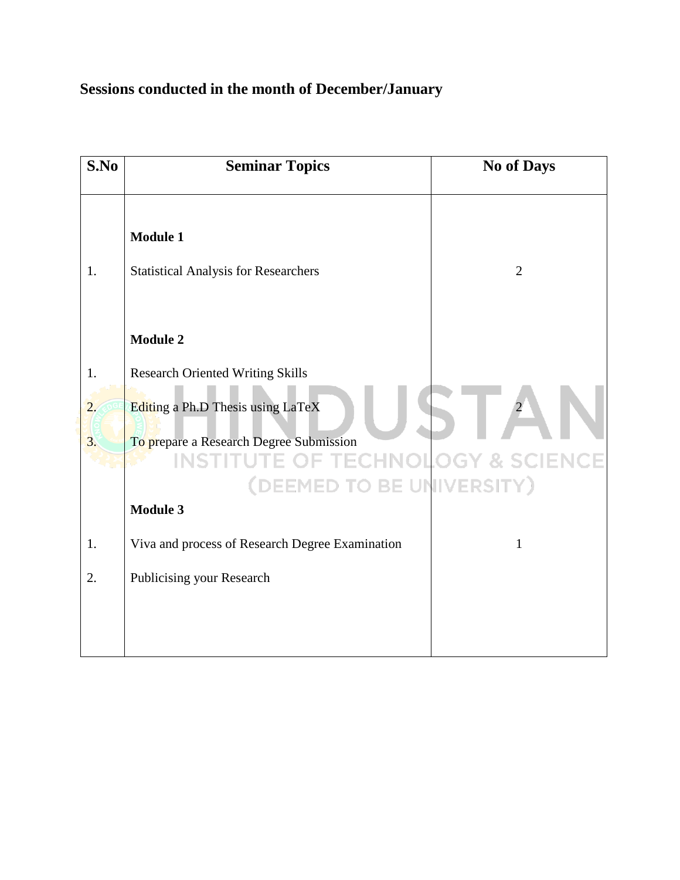## Sessions conducted in the month of December/January

| S.No | Seminar Topics | No of Days |
|---|---|---|
| | **Module 1** | |
| 1. | Statistical Analysis for Researchers | 2 |
| | **Module 2** | |
| 1. | Research Oriented Writing Skills | |
| 2. | Editing a Ph.D Thesis using LaTeX | 2 |
| 3. | To prepare a Research Degree Submission | |
| | **Module 3** | |
| 1. | Viva and process of Research Degree Examination | 1 |
| 2. | Publicising your Research | |